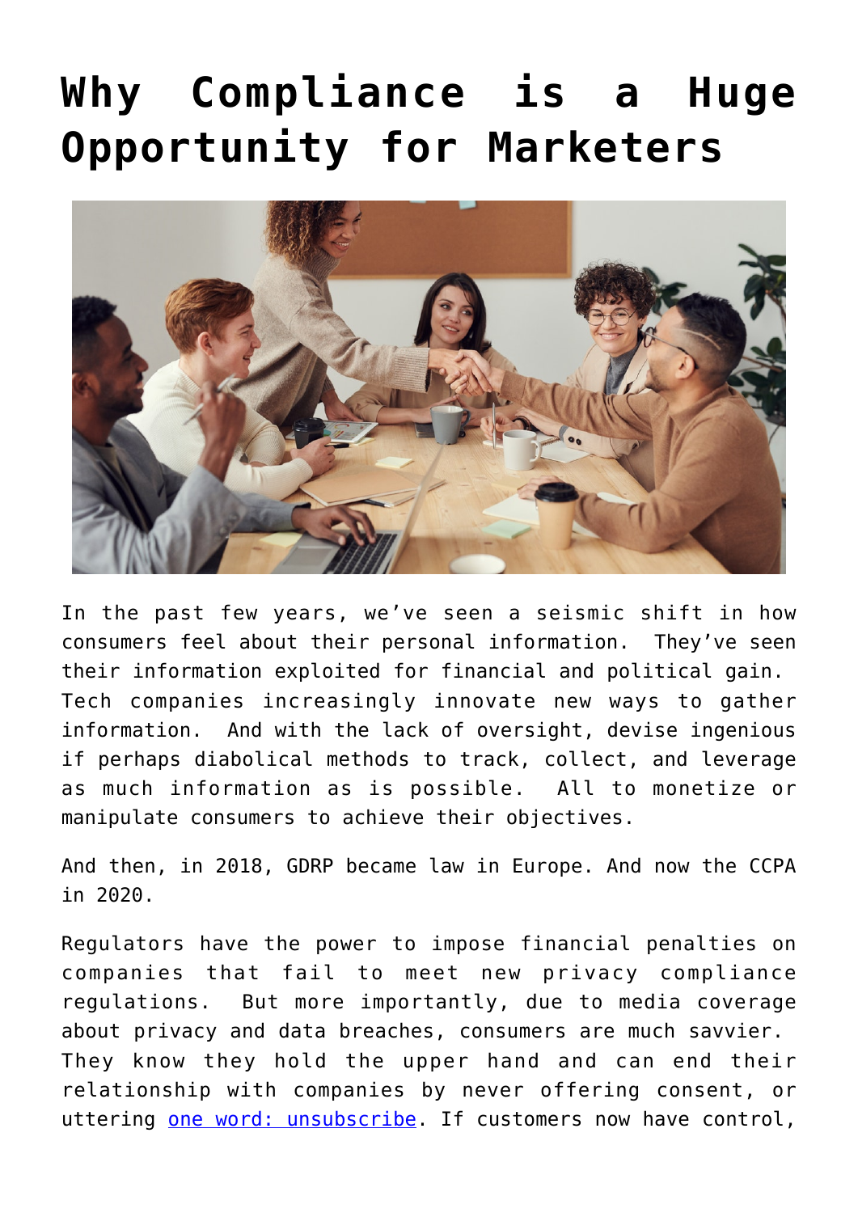# Why Compliance is a Huge Opportunity for Marketers

In the past few years, we've seen a seismic shift in how consumers feel about their personal information. They've seen their information exploited for financial and political gain. Tech companies increasingly innovate new ways to gather information. And with the lack of oversight, devise ingenious if perhaps diabolical methods to track, collect, and leverage as much information as is possible. All to monetize or manipulate consumers to achieve their objectives.

And then, in 2018, GDRP became law in Europe. And now the CCPA in 2020.

Regulators have the power to impose financial penalties on companies that fail to meet new privacy compliance regulations. But more importantly, due to media coverage about privacy and data breaches, consumers are much savvier. They know they hold the upper hand and can end their relationship with companies by never offering consent, or uttering [one word: unsubscribe](). If customers now have control,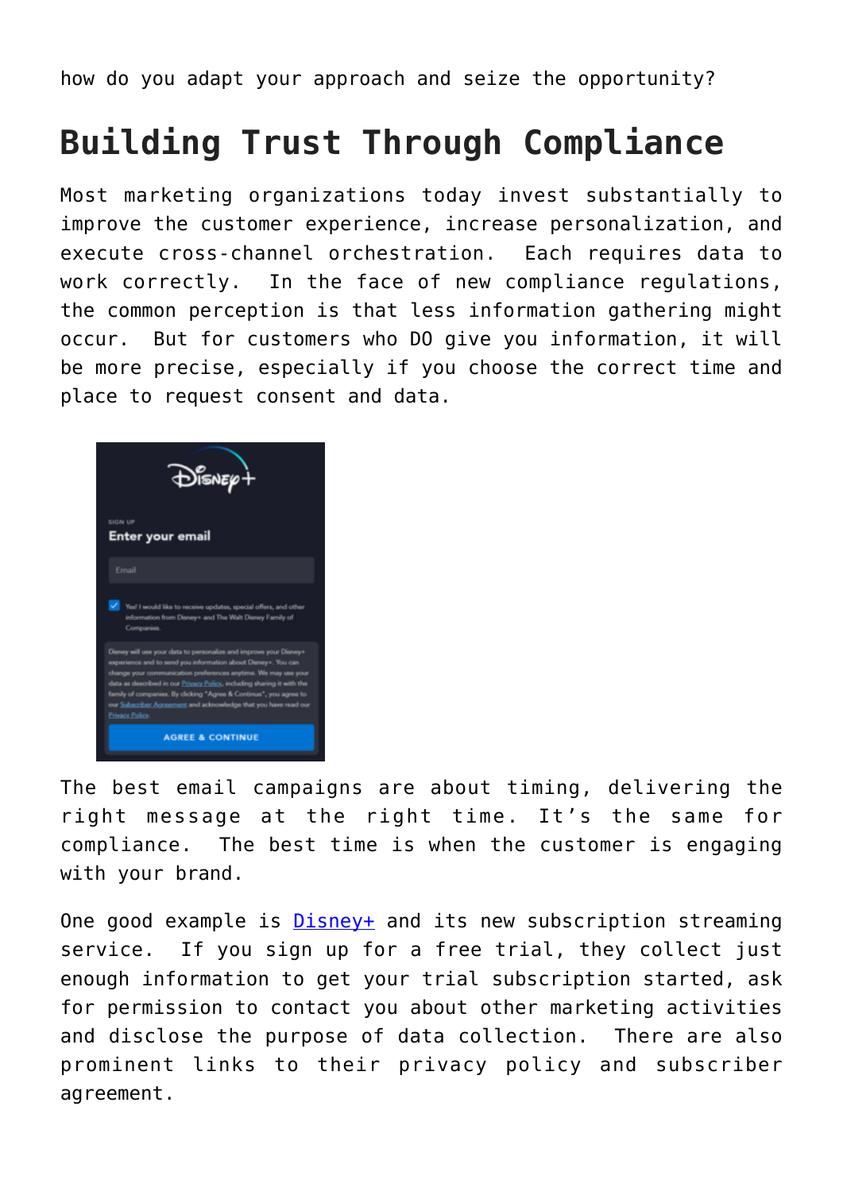how do you adapt your approach and seize the opportunity?

## Building Trust Through Compliance

Most marketing organizations today invest substantially to improve the customer experience, increase personalization, and execute cross-channel orchestration. Each requires data to work correctly. In the face of new compliance regulations, the common perception is that less information gathering might occur. But for customers who DO give you information, it will be more precise, especially if you choose the correct time and place to request consent and data.

The best email campaigns are about timing, delivering the right message at the right time. It's the same for compliance. The best time is when the customer is engaging with your brand.

One good example is Disney+ and its new subscription streaming service. If you sign up for a free trial, they collect just enough information to get your trial subscription started, ask for permission to contact you about other marketing activities and disclose the purpose of data collection. There are also prominent links to their privacy policy and subscriber agreement.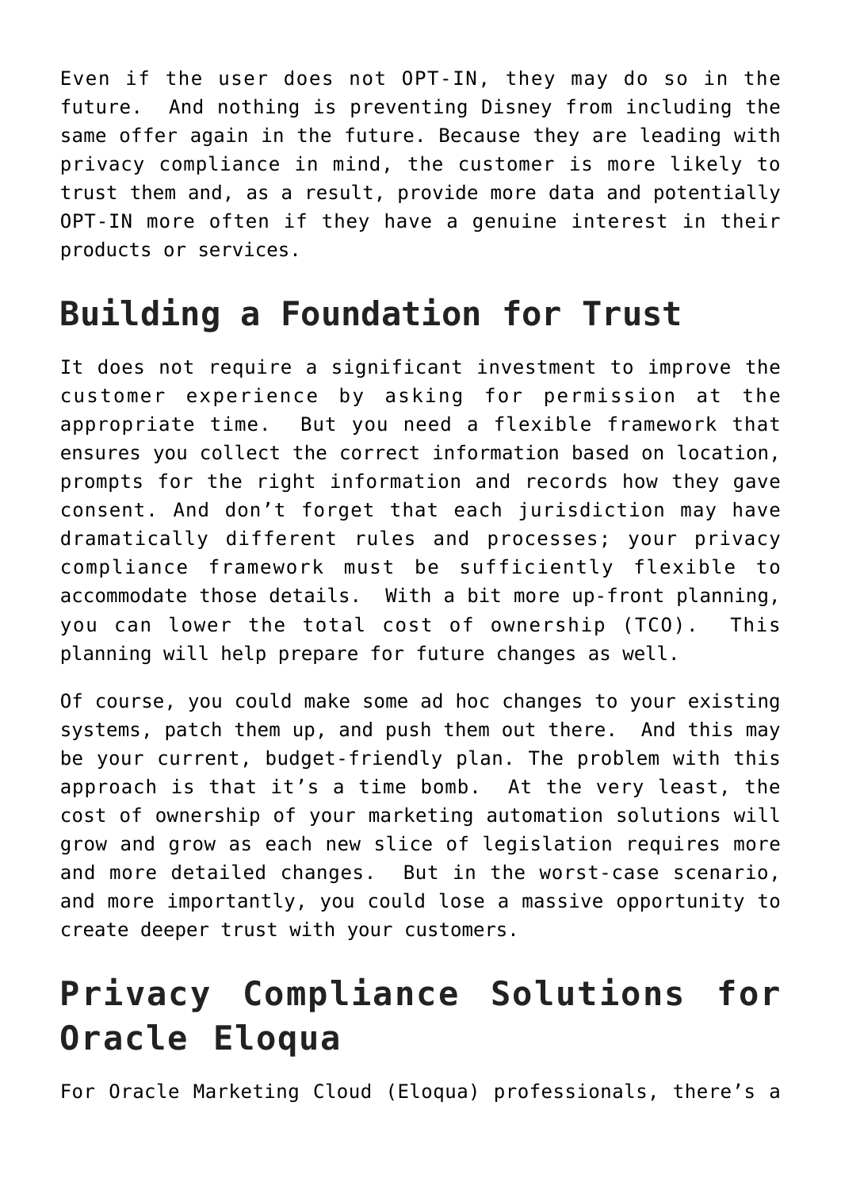Even if the user does not OPT-IN, they may do so in the future. And nothing is preventing Disney from including the same offer again in the future. Because they are leading with privacy compliance in mind, the customer is more likely to trust them and, as a result, provide more data and potentially OPT-IN more often if they have a genuine interest in their products or services.

## Building a Foundation for Trust

It does not require a significant investment to improve the customer experience by asking for permission at the appropriate time. But you need a flexible framework that ensures you collect the correct information based on location, prompts for the right information and records how they gave consent. And don't forget that each jurisdiction may have dramatically different rules and processes; your privacy compliance framework must be sufficiently flexible to accommodate those details. With a bit more up-front planning, you can lower the total cost of ownership (TCO). This planning will help prepare for future changes as well.

Of course, you could make some ad hoc changes to your existing systems, patch them up, and push them out there. And this may be your current, budget-friendly plan. The problem with this approach is that it's a time bomb. At the very least, the cost of ownership of your marketing automation solutions will grow and grow as each new slice of legislation requires more and more detailed changes. But in the worst-case scenario, and more importantly, you could lose a massive opportunity to create deeper trust with your customers.

## Privacy Compliance Solutions for Oracle Eloqua

For Oracle Marketing Cloud (Eloqua) professionals, there's a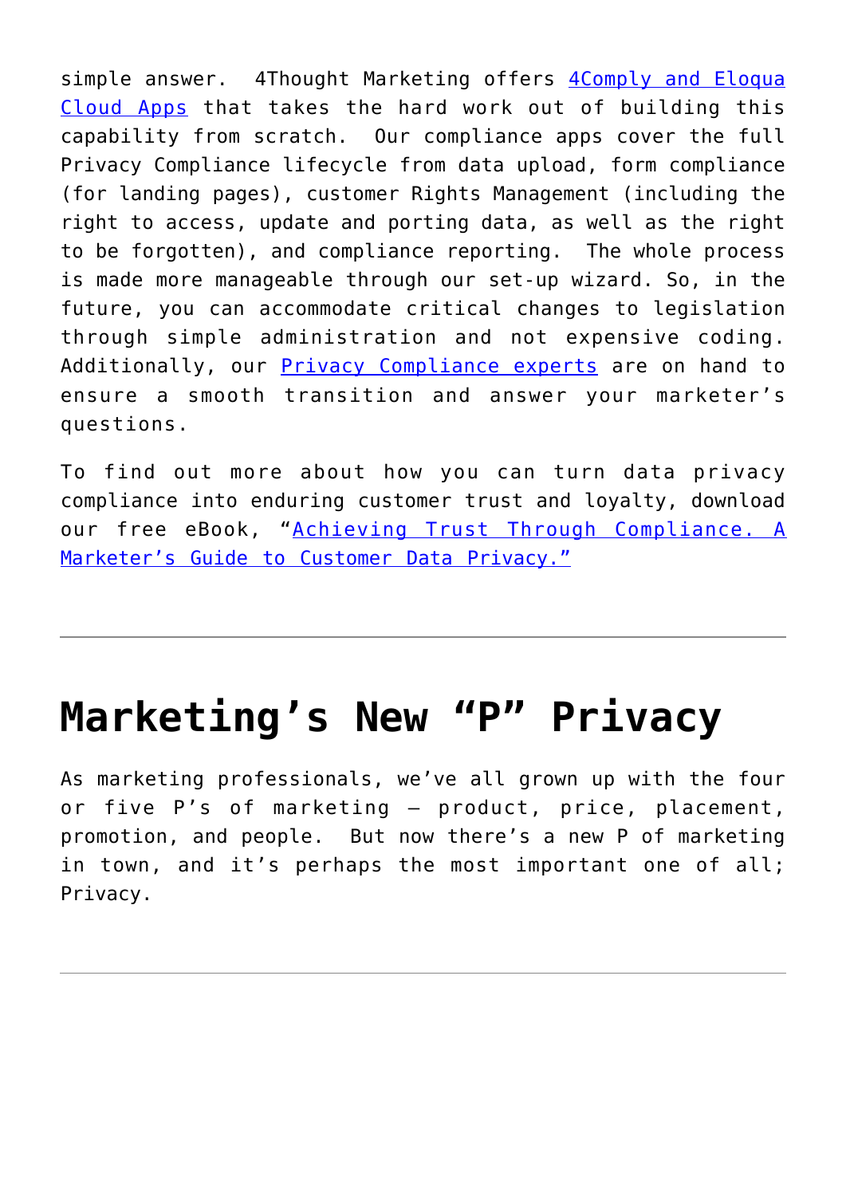simple answer. 4Thought Marketing offers 4Comply and Eloqua Cloud Apps that takes the hard work out of building this capability from scratch. Our compliance apps cover the full Privacy Compliance lifecycle from data upload, form compliance (for landing pages), customer Rights Management (including the right to access, update and porting data, as well as the right to be forgotten), and compliance reporting. The whole process is made more manageable through our set-up wizard. So, in the future, you can accommodate critical changes to legislation through simple administration and not expensive coding. Additionally, our Privacy Compliance experts are on hand to ensure a smooth transition and answer your marketer's questions.

To find out more about how you can turn data privacy compliance into enduring customer trust and loyalty, download our free eBook, "Achieving Trust Through Compliance. A Marketer's Guide to Customer Data Privacy."

---

# Marketing's New "P" Privacy

As marketing professionals, we've all grown up with the four or five P's of marketing – product, price, placement, promotion, and people. But now there's a new P of marketing in town, and it's perhaps the most important one of all; Privacy.

---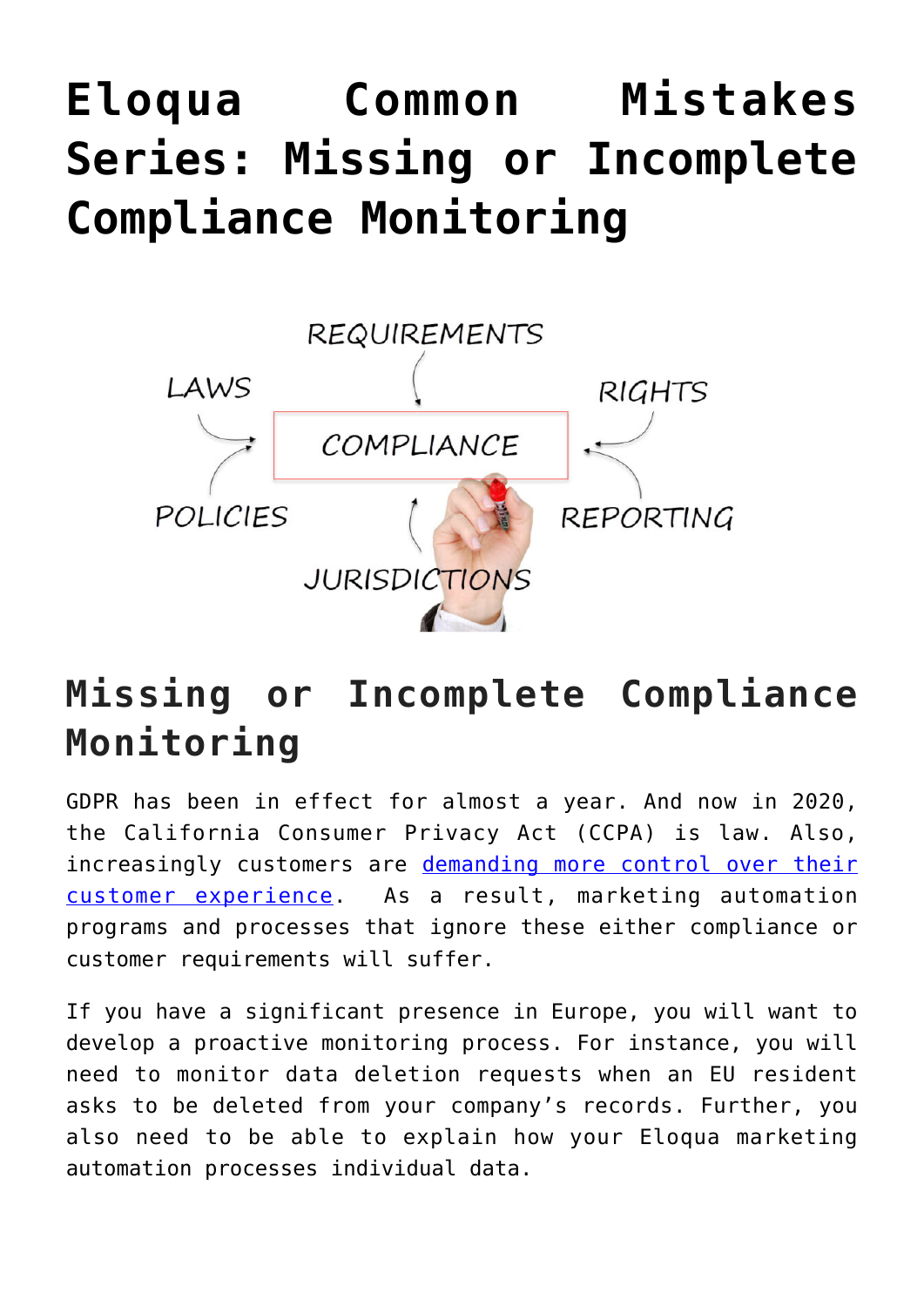# Eloqua Common Mistakes Series: Missing or Incomplete Compliance Monitoring

## Missing or Incomplete Compliance Monitoring

GDPR has been in effect for almost a year. And now in 2020, the California Consumer Privacy Act (CCPA) is law. Also, increasingly customers are [demanding more control over their customer experience](). As a result, marketing automation programs and processes that ignore these either compliance or customer requirements will suffer.

If you have a significant presence in Europe, you will want to develop a proactive monitoring process. For instance, you will need to monitor data deletion requests when an EU resident asks to be deleted from your company's records. Further, you also need to be able to explain how your Eloqua marketing automation processes individual data.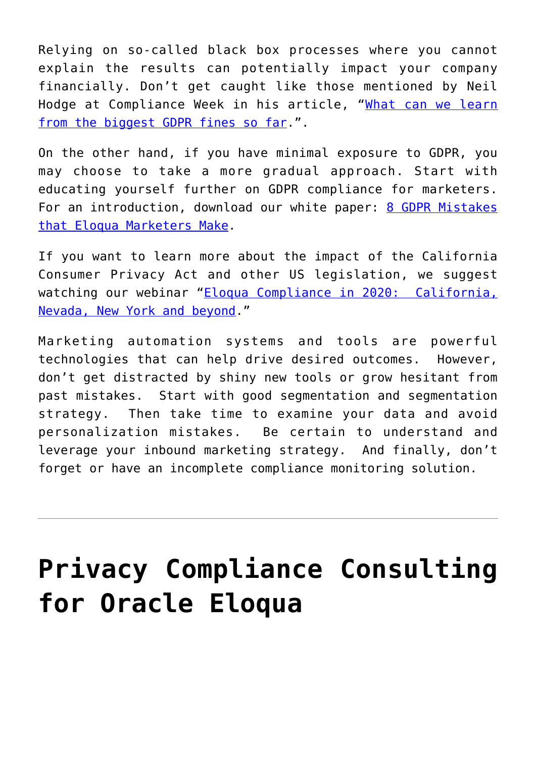Relying on so-called black box processes where you cannot explain the results can potentially impact your company financially. Don't get caught like those mentioned by Neil Hodge at Compliance Week in his article, "What can we learn from the biggest GDPR fines so far.".

On the other hand, if you have minimal exposure to GDPR, you may choose to take a more gradual approach. Start with educating yourself further on GDPR compliance for marketers. For an introduction, download our white paper: 8 GDPR Mistakes that Eloqua Marketers Make.

If you want to learn more about the impact of the California Consumer Privacy Act and other US legislation, we suggest watching our webinar "Eloqua Compliance in 2020: California, Nevada, New York and beyond."

Marketing automation systems and tools are powerful technologies that can help drive desired outcomes. However, don't get distracted by shiny new tools or grow hesitant from past mistakes. Start with good segmentation and segmentation strategy. Then take time to examine your data and avoid personalization mistakes. Be certain to understand and leverage your inbound marketing strategy. And finally, don't forget or have an incomplete compliance monitoring solution.

---

# Privacy Compliance Consulting for Oracle Eloqua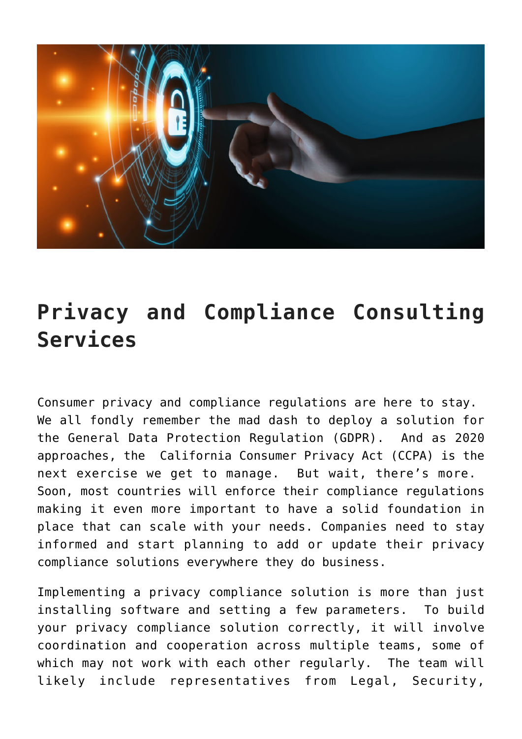# Privacy and Compliance Consulting Services

Consumer privacy and compliance regulations are here to stay. We all fondly remember the mad dash to deploy a solution for the General Data Protection Regulation (GDPR). And as 2020 approaches, the California Consumer Privacy Act (CCPA) is the next exercise we get to manage. But wait, there's more. Soon, most countries will enforce their compliance regulations making it even more important to have a solid foundation in place that can scale with your needs. Companies need to stay informed and start planning to add or update their privacy compliance solutions everywhere they do business.

Implementing a privacy compliance solution is more than just installing software and setting a few parameters. To build your privacy compliance solution correctly, it will involve coordination and cooperation across multiple teams, some of which may not work with each other regularly. The team will likely include representatives from Legal, Security,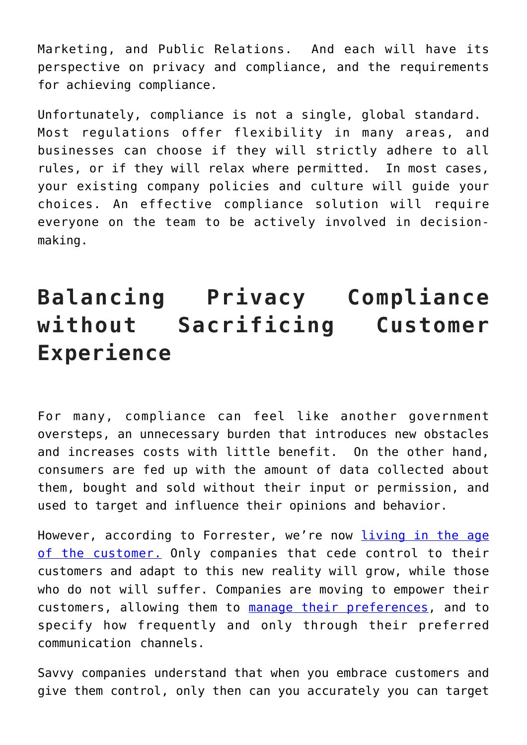Marketing, and Public Relations. And each will have its perspective on privacy and compliance, and the requirements for achieving compliance.

Unfortunately, compliance is not a single, global standard. Most regulations offer flexibility in many areas, and businesses can choose if they will strictly adhere to all rules, or if they will relax where permitted. In most cases, your existing company policies and culture will guide your choices. An effective compliance solution will require everyone on the team to be actively involved in decision-making.

## Balancing Privacy Compliance without Sacrificing Customer Experience

For many, compliance can feel like another government oversteps, an unnecessary burden that introduces new obstacles and increases costs with little benefit. On the other hand, consumers are fed up with the amount of data collected about them, bought and sold without their input or permission, and used to target and influence their opinions and behavior.

However, according to Forrester, we're now living in the age of the customer. Only companies that cede control to their customers and adapt to this new reality will grow, while those who do not will suffer. Companies are moving to empower their customers, allowing them to manage their preferences, and to specify how frequently and only through their preferred communication channels.

Savvy companies understand that when you embrace customers and give them control, only then can you accurately you can target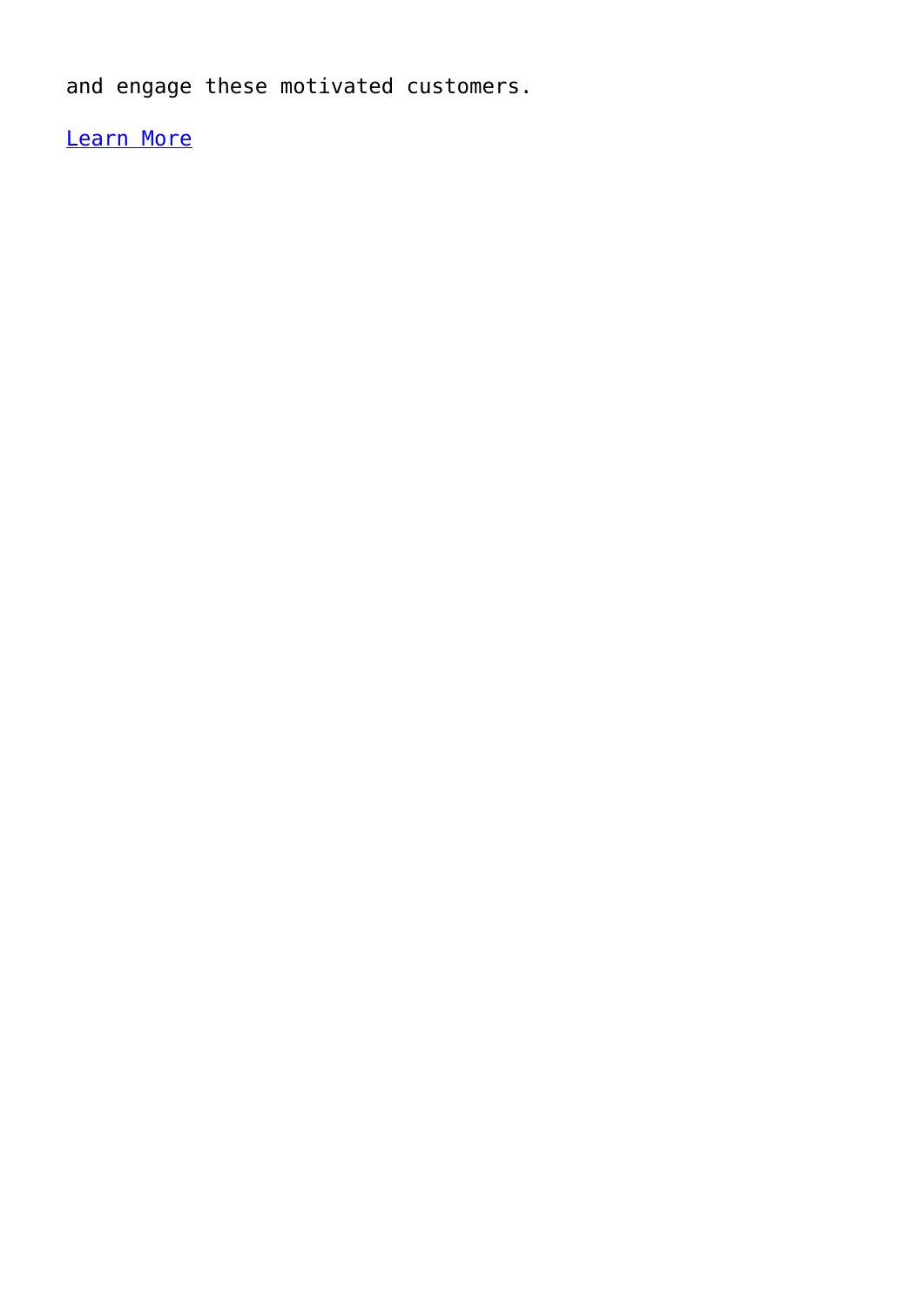and engage these motivated customers.

Learn More